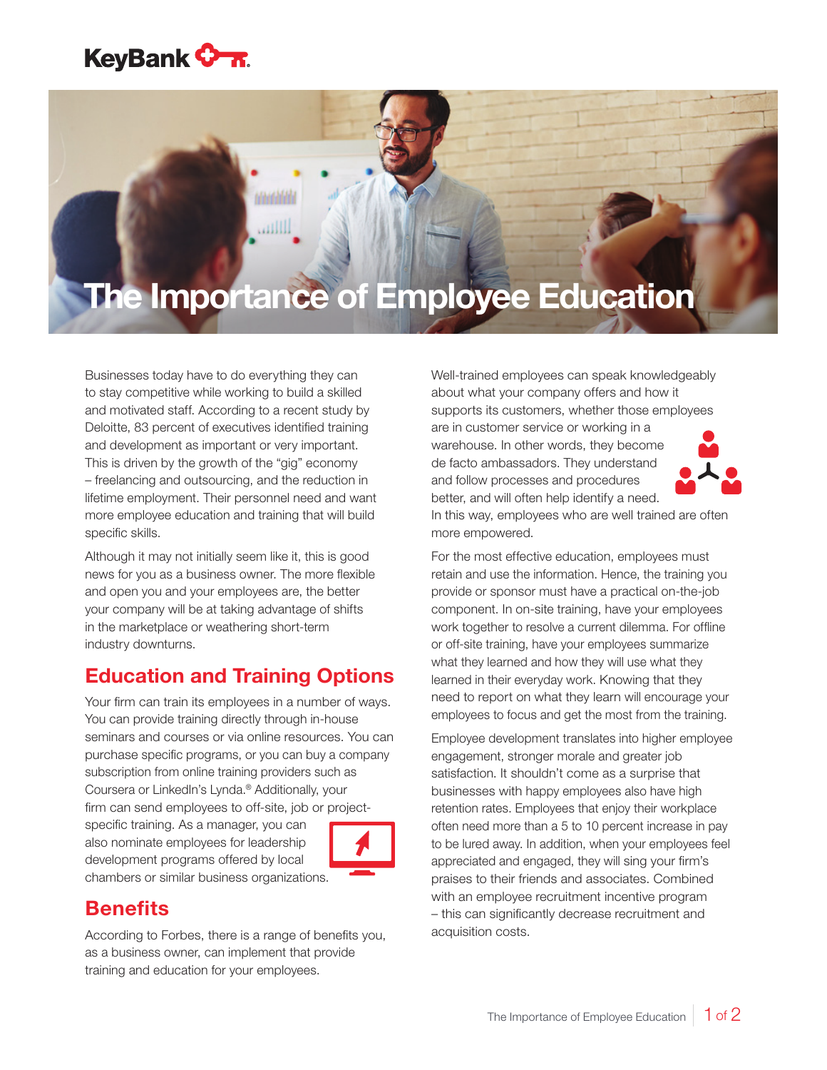# The Importance of Employee Education

Businesses today have to do everything they can to stay competitive while working to build a skilled and motivated staff. According to a recent study by Deloitte, 83 percent of executives identified training and development as important or very important. This is driven by the growth of the "gig" economy – freelancing and outsourcing, and the reduction in lifetime employment. Their personnel need and want more employee education and training that will build specific skills.

Although it may not initially seem like it, this is good news for you as a business owner. The more flexible and open you and your employees are, the better your company will be at taking advantage of shifts in the marketplace or weathering short-term industry downturns.

## Education and Training Options

Your firm can train its employees in a number of ways. You can provide training directly through in-house seminars and courses or via online resources. You can purchase specific programs, or you can buy a company subscription from online training providers such as Coursera or LinkedIn's Lynda.® Additionally, your firm can send employees to off-site, job or project-specific training. As a manager, you can also nominate employees for leadership development programs offered by local chambers or similar business organizations.

## Benefits

According to Forbes, there is a range of benefits you, as a business owner, can implement that provide training and education for your employees.

Well-trained employees can speak knowledgeably about what your company offers and how it supports its customers, whether those employees are in customer service or working in a warehouse. In other words, they become de facto ambassadors. They understand and follow processes and procedures better, and will often help identify a need. In this way, employees who are well trained are often more empowered.

For the most effective education, employees must retain and use the information. Hence, the training you provide or sponsor must have a practical on-the-job component. In on-site training, have your employees work together to resolve a current dilemma. For offline or off-site training, have your employees summarize what they learned and how they will use what they learned in their everyday work. Knowing that they need to report on what they learn will encourage your employees to focus and get the most from the training.

Employee development translates into higher employee engagement, stronger morale and greater job satisfaction. It shouldn't come as a surprise that businesses with happy employees also have high retention rates. Employees that enjoy their workplace often need more than a 5 to 10 percent increase in pay to be lured away. In addition, when your employees feel appreciated and engaged, they will sing your firm's praises to their friends and associates. Combined with an employee recruitment incentive program – this can significantly decrease recruitment and acquisition costs.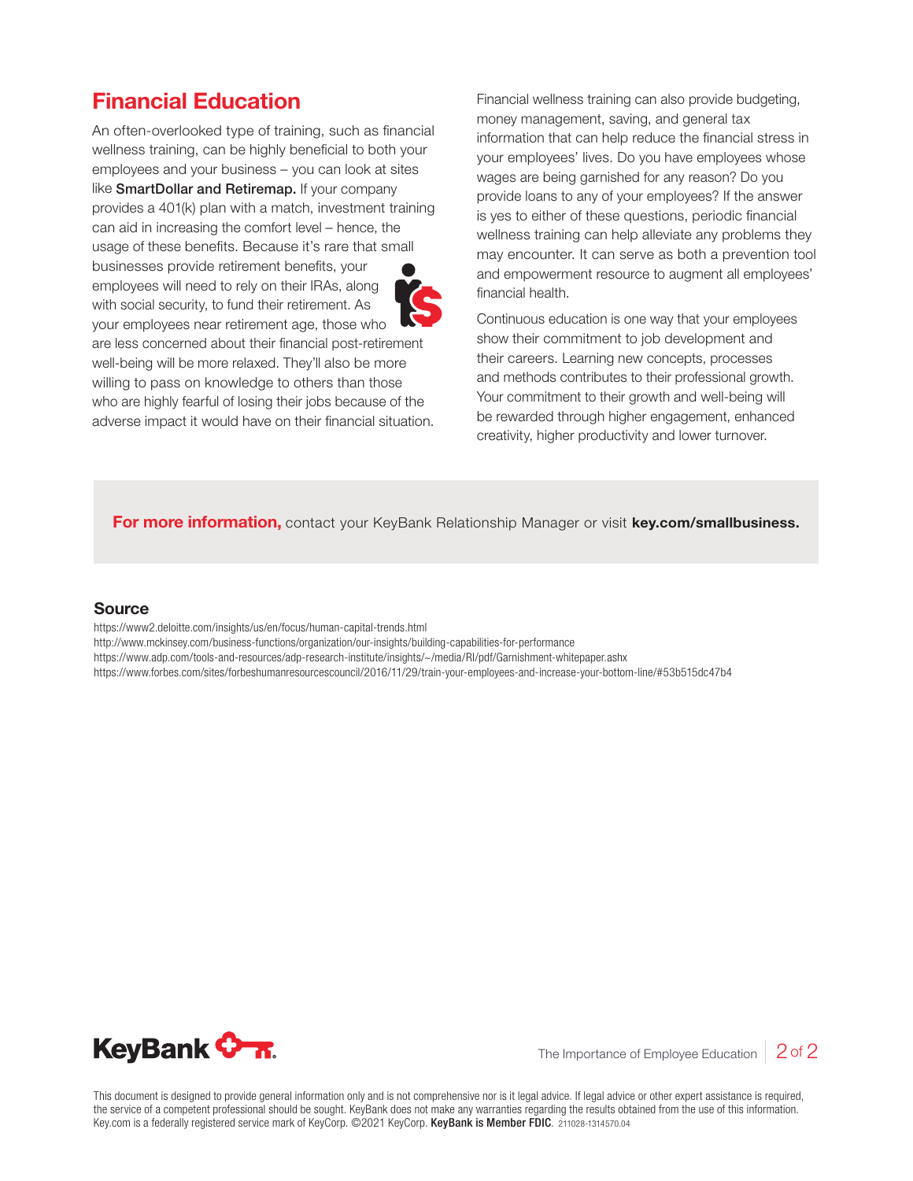## Financial Education

An often-overlooked type of training, such as financial wellness training, can be highly beneficial to both your employees and your business – you can look at sites like **SmartDollar and Retiremap.** If your company provides a 401(k) plan with a match, investment training can aid in increasing the comfort level – hence, the usage of these benefits. Because it's rare that small businesses provide retirement benefits, your employees will need to rely on their IRAs, along with social security, to fund their retirement. As your employees near retirement age, those who are less concerned about their financial post-retirement well-being will be more relaxed. They'll also be more willing to pass on knowledge to others than those who are highly fearful of losing their jobs because of the adverse impact it would have on their financial situation.

Financial wellness training can also provide budgeting, money management, saving, and general tax information that can help reduce the financial stress in your employees' lives. Do you have employees whose wages are being garnished for any reason? Do you provide loans to any of your employees? If the answer is yes to either of these questions, periodic financial wellness training can help alleviate any problems they may encounter. It can serve as both a prevention tool and empowerment resource to augment all employees' financial health.

Continuous education is one way that your employees show their commitment to job development and their careers. Learning new concepts, processes and methods contributes to their professional growth. Your commitment to their growth and well-being will be rewarded through higher engagement, enhanced creativity, higher productivity and lower turnover.

**For more information,** contact your KeyBank Relationship Manager or visit **key.com/smallbusiness.**

### Source

https://www2.deloitte.com/insights/us/en/focus/human-capital-trends.html
http://www.mckinsey.com/business-functions/organization/our-insights/building-capabilities-for-performance
https://www.adp.com/tools-and-resources/adp-research-institute/insights/~/media/RI/pdf/Garnishment-whitepaper.ashx
https://www.forbes.com/sites/forbeshumanresourcescouncil/2016/11/29/train-your-employees-and-increase-your-bottom-line/#53b515dc47b4

This document is designed to provide general information only and is not comprehensive nor is it legal advice. If legal advice or other expert assistance is required, the service of a competent professional should be sought. KeyBank does not make any warranties regarding the results obtained from the use of this information. Key.com is a federally registered service mark of KeyCorp. ©2021 KeyCorp. **KeyBank is Member FDIC.** 211028-1314570.04